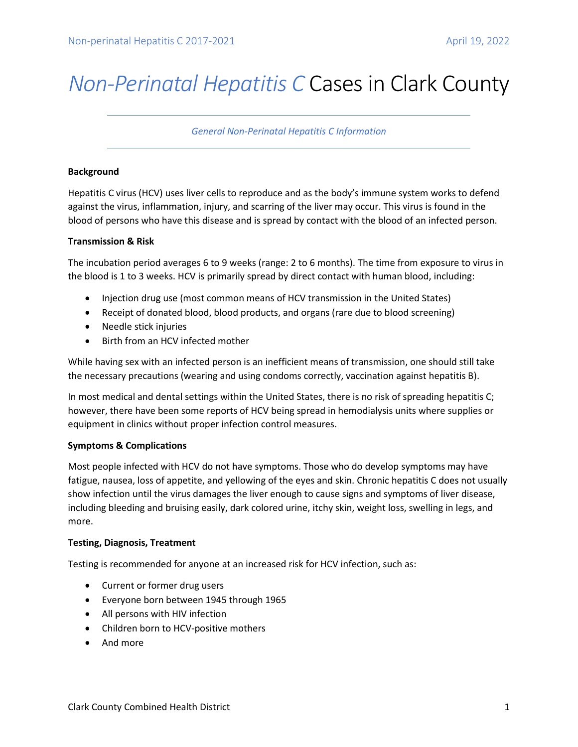# *Non-Perinatal Hepatitis C* Cases in Clark County

*General Non-Perinatal Hepatitis C Information*

**Background**

Hepatitis C virus (HCV) uses liver cells to reproduce and as the body's immune system works to defend against the virus, inflammation, injury, and scarring of the liver may occur. This virus is found in the blood of persons who have this disease and is spread by contact with the blood of an infected person.

**Transmission & Risk**

The incubation period averages 6 to 9 weeks (range: 2 to 6 months). The time from exposure to virus in the blood is 1 to 3 weeks. HCV is primarily spread by direct contact with human blood, including:

- Injection drug use (most common means of HCV transmission in the United States)
- Receipt of donated blood, blood products, and organs (rare due to blood screening)
- Needle stick injuries
- Birth from an HCV infected mother

While having sex with an infected person is an inefficient means of transmission, one should still take the necessary precautions (wearing and using condoms correctly, vaccination against hepatitis B).

In most medical and dental settings within the United States, there is no risk of spreading hepatitis C; however, there have been some reports of HCV being spread in hemodialysis units where supplies or equipment in clinics without proper infection control measures.

**Symptoms & Complications**

Most people infected with HCV do not have symptoms. Those who do develop symptoms may have fatigue, nausea, loss of appetite, and yellowing of the eyes and skin. Chronic hepatitis C does not usually show infection until the virus damages the liver enough to cause signs and symptoms of liver disease, including bleeding and bruising easily, dark colored urine, itchy skin, weight loss, swelling in legs, and more.

**Testing, Diagnosis, Treatment**

Testing is recommended for anyone at an increased risk for HCV infection, such as:

- Current or former drug users
- Everyone born between 1945 through 1965
- All persons with HIV infection
- Children born to HCV-positive mothers
- And more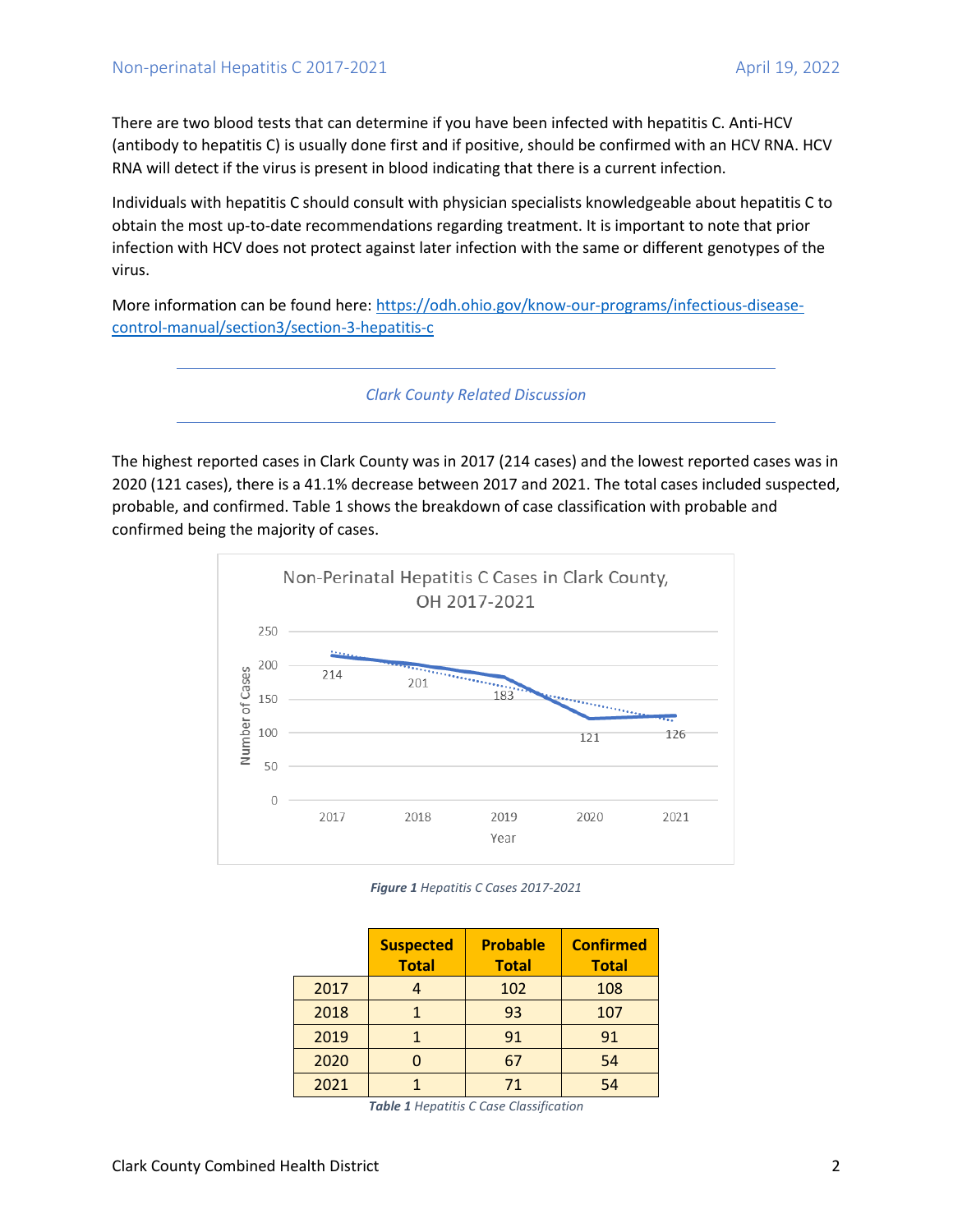There are two blood tests that can determine if you have been infected with hepatitis C. Anti-HCV (antibody to hepatitis C) is usually done first and if positive, should be confirmed with an HCV RNA. HCV RNA will detect if the virus is present in blood indicating that there is a current infection.

Individuals with hepatitis C should consult with physician specialists knowledgeable about hepatitis C to obtain the most up-to-date recommendations regarding treatment. It is important to note that prior infection with HCV does not protect against later infection with the same or different genotypes of the virus.

More information can be found here: [https://odh.ohio.gov/know-our-programs/infectious-disease-control-manual/section3/section-3-hepatitis-c](https://odh.ohio.gov/know-our-programs/infectious-disease-control-manual/section3/section-3-hepatitis-c)

---

*Clark County Related Discussion*

---

The highest reported cases in Clark County was in 2017 (214 cases) and the lowest reported cases was in 2020 (121 cases), there is a 41.1% decrease between 2017 and 2021. The total cases included suspected, probable, and confirmed. Table 1 shows the breakdown of case classification with probable and confirmed being the majority of cases.

Non-Perinatal Hepatitis C Cases in Clark County, OH 2017-2021

Number of Cases

250
200
150
100
50
0

214
201
183
121
126

2017
2018
2019
2020
2021

Year

***Figure 1*** *Hepatitis C Cases 2017-2021*

| | Suspected Total | Probable Total | Confirmed Total |
|---|---|---|---|
| 2017 | 4 | 102 | 108 |
| 2018 | 1 | 93 | 107 |
| 2019 | 1 | 91 | 91 |
| 2020 | 0 | 67 | 54 |
| 2021 | 1 | 71 | 54 |

***Table 1*** *Hepatitis C Case Classification*